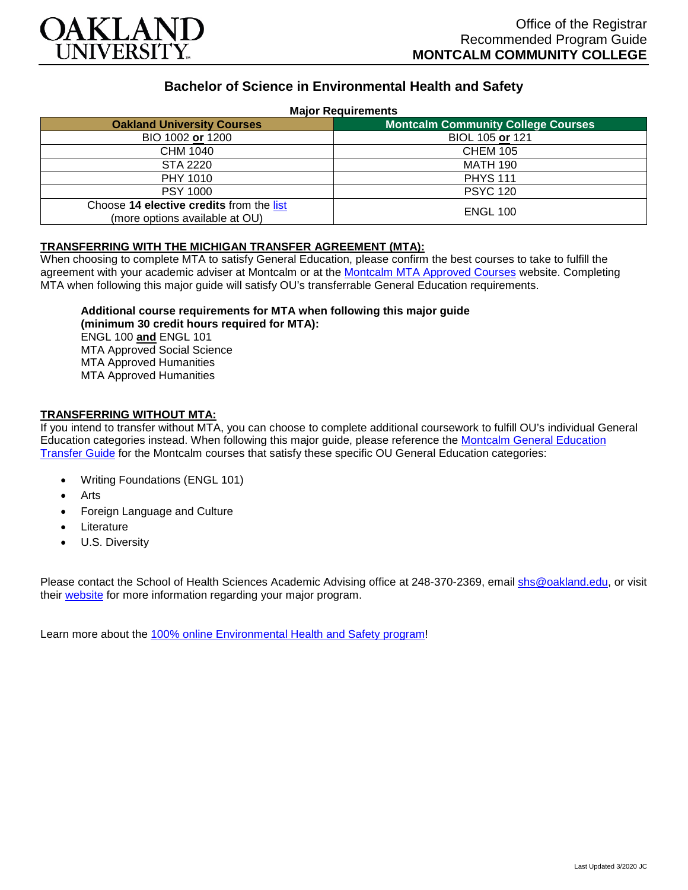OAKLAND UNIVERSITY

Office of the Registrar
Recommended Program Guide
**MONTCALM COMMUNITY COLLEGE**

## Bachelor of Science in Environmental Health and Safety

**Major Requirements**

| Oakland University Courses | Montcalm Community College Courses |
|---|---|
| BIO 1002 **or** 1200 | BIOL 105 **or** 121 |
| CHM 1040 | CHEM 105 |
| STA 2220 | MATH 190 |
| PHY 1010 | PHYS 111 |
| PSY 1000 | PSYC 120 |
| Choose **14 elective credits** from the list (more options available at OU) | ENGL 100 |

### TRANSFERRING WITH THE MICHIGAN TRANSFER AGREEMENT (MTA):

When choosing to complete MTA to satisfy General Education, please confirm the best courses to take to fulfill the agreement with your academic adviser at Montcalm or at the Montcalm MTA Approved Courses website. Completing MTA when following this major guide will satisfy OU's transferrable General Education requirements.

**Additional course requirements for MTA when following this major guide (minimum 30 credit hours required for MTA):**
ENGL 100 **and** ENGL 101
MTA Approved Social Science
MTA Approved Humanities
MTA Approved Humanities

### TRANSFERRING WITHOUT MTA:

If you intend to transfer without MTA, you can choose to complete additional coursework to fulfill OU's individual General Education categories instead. When following this major guide, please reference the Montcalm General Education Transfer Guide for the Montcalm courses that satisfy these specific OU General Education categories:

- Writing Foundations (ENGL 101)
- Arts
- Foreign Language and Culture
- Literature
- U.S. Diversity

Please contact the School of Health Sciences Academic Advising office at 248-370-2369, email shs@oakland.edu, or visit their website for more information regarding your major program.

Learn more about the 100% online Environmental Health and Safety program!

Last Updated 3/2020 JC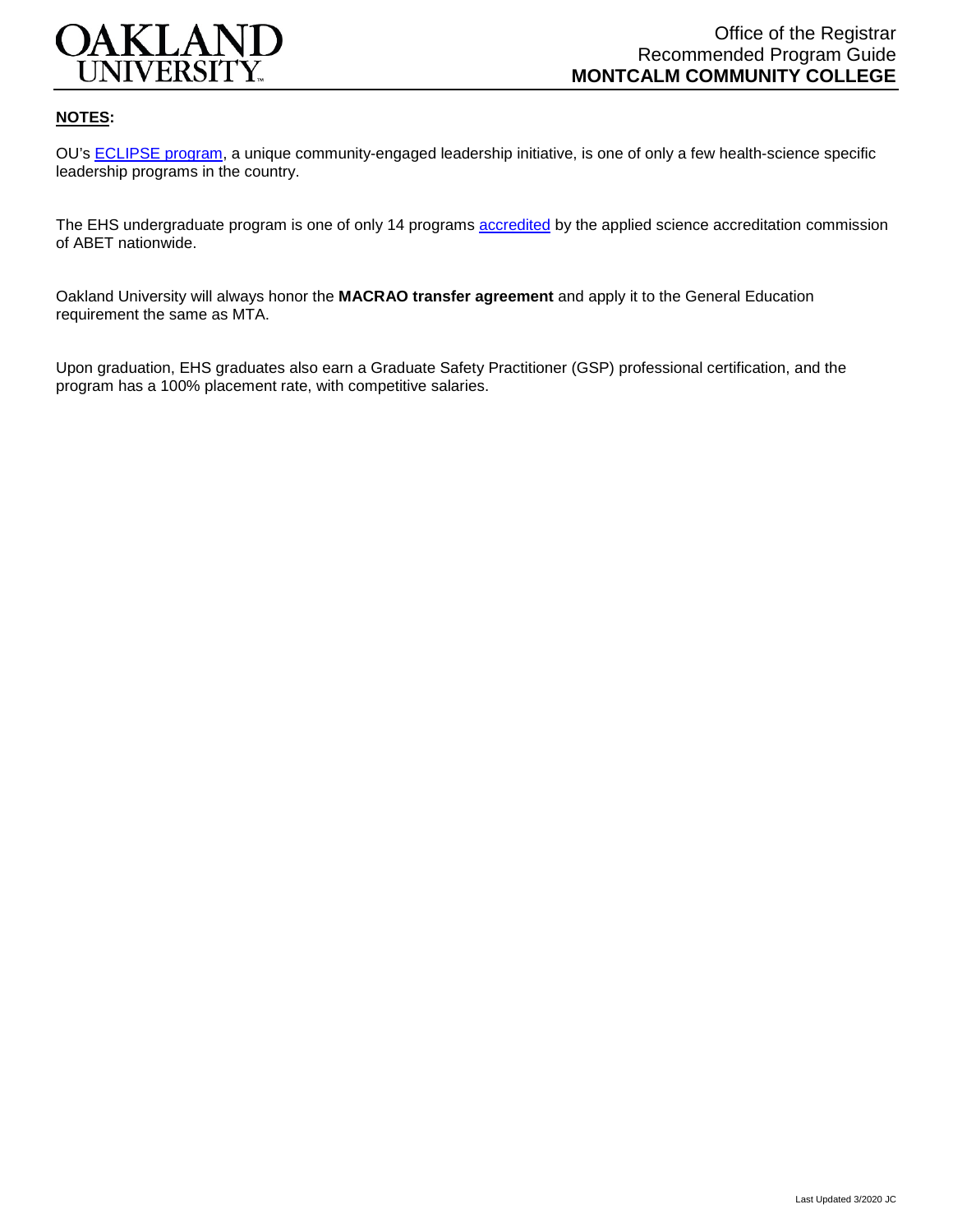**NOTES:**

OU's ECLIPSE program, a unique community-engaged leadership initiative, is one of only a few health-science specific leadership programs in the country.

The EHS undergraduate program is one of only 14 programs accredited by the applied science accreditation commission of ABET nationwide.

Oakland University will always honor the **MACRAO transfer agreement** and apply it to the General Education requirement the same as MTA.

Upon graduation, EHS graduates also earn a Graduate Safety Practitioner (GSP) professional certification, and the program has a 100% placement rate, with competitive salaries.

Last Updated 3/2020 JC